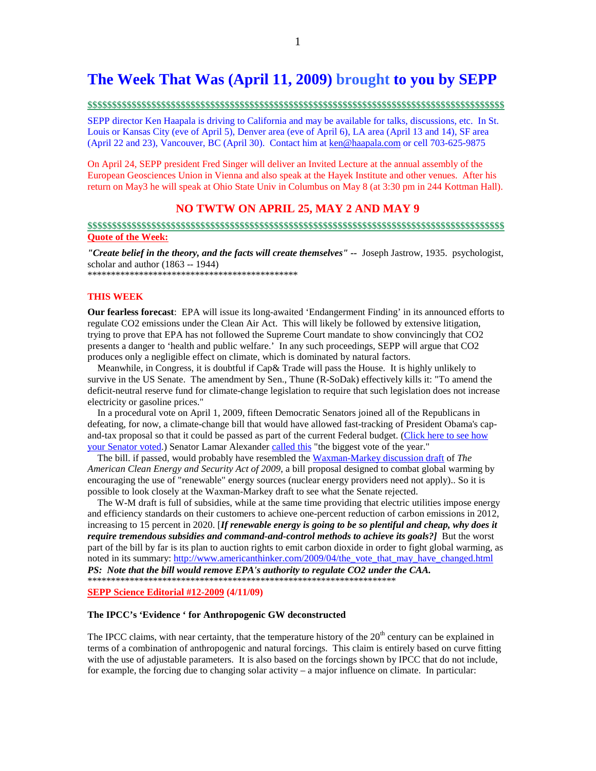# The Week That Was (April 11, 2009) brought to you by SEPP

$$$$$$$$$$$$$$$$$$$$$$$$$$$$$$$$$$$$$$$$$$$$$$$$$$$$$$$$$$$$$$$$$$$$$$$$$$$$$$$$$$$$$$$$$$$$$$$

SEPP director Ken Haapala is driving to California and may be available for talks, discussions, etc. In St. Louis or Kansas City (eve of April 5), Denver area (eve of April 6), LA area (April 13 and 14), SF area (April 22 and 23), Vancouver, BC (April 30). Contact him at ken@haapala.com or cell 703-625-9875

On April 24, SEPP president Fred Singer will deliver an Invited Lecture at the annual assembly of the European Geosciences Union in Vienna and also speak at the Hayek Institute and other venues. After his return on May3 he will speak at Ohio State Univ in Columbus on May 8 (at 3:30 pm in 244 Kottman Hall).

## NO TWTW ON APRIL 25, MAY 2 AND MAY 9

$$$$$$$$$$$$$$$$$$$$$$$$$$$$$$$$$$$$$$$$$$$$$$$$$$$$$$$$$$$$$$$$$$$$$$$$$$$$$$$$$$$$$$$$$$$$$$$

**Quote of the Week:**

***"Create belief in the theory, and the facts will create themselves"*** -- Joseph Jastrow, 1935. psychologist, scholar and author (1863 -- 1944)

**********************************************

**THIS WEEK**

**Our fearless forecast**: EPA will issue its long-awaited 'Endangerment Finding' in its announced efforts to regulate CO2 emissions under the Clean Air Act. This will likely be followed by extensive litigation, trying to prove that EPA has not followed the Supreme Court mandate to show convincingly that CO2 presents a danger to 'health and public welfare.' In any such proceedings, SEPP will argue that CO2 produces only a negligible effect on climate, which is dominated by natural factors.

Meanwhile, in Congress, it is doubtful if Cap& Trade will pass the House. It is highly unlikely to survive in the US Senate. The amendment by Sen., Thune (R-SoDak) effectively kills it: "To amend the deficit-neutral reserve fund for climate-change legislation to require that such legislation does not increase electricity or gasoline prices."

In a procedural vote on April 1, 2009, fifteen Democratic Senators joined all of the Republicans in defeating, for now, a climate-change bill that would have allowed fast-tracking of President Obama's cap-and-tax proposal so that it could be passed as part of the current Federal budget. (Click here to see how your Senator voted.) Senator Lamar Alexander called this "the biggest vote of the year."

The bill. if passed, would probably have resembled the Waxman-Markey discussion draft of *The American Clean Energy and Security Act of 2009*, a bill proposal designed to combat global warming by encouraging the use of "renewable" energy sources (nuclear energy providers need not apply).. So it is possible to look closely at the Waxman-Markey draft to see what the Senate rejected.

The W-M draft is full of subsidies, while at the same time providing that electric utilities impose energy and efficiency standards on their customers to achieve one-percent reduction of carbon emissions in 2012, increasing to 15 percent in 2020. [***If renewable energy is going to be so plentiful and cheap, why does it require tremendous subsidies and command-and-control methods to achieve its goals?]*** But the worst part of the bill by far is its plan to auction rights to emit carbon dioxide in order to fight global warming, as noted in its summary: http://www.americanthinker.com/2009/04/the_vote_that_may_have_changed.html

***PS: Note that the bill would remove EPA's authority to regulate CO2 under the CAA.***

*******************************************************************

**SEPP Science Editorial #12-2009 (4/11/09)**

### The IPCC's 'Evidence ' for Anthropogenic GW deconstructed

The IPCC claims, with near certainty, that the temperature history of the 20th century can be explained in terms of a combination of anthropogenic and natural forcings. This claim is entirely based on curve fitting with the use of adjustable parameters. It is also based on the forcings shown by IPCC that do not include, for example, the forcing due to changing solar activity – a major influence on climate. In particular: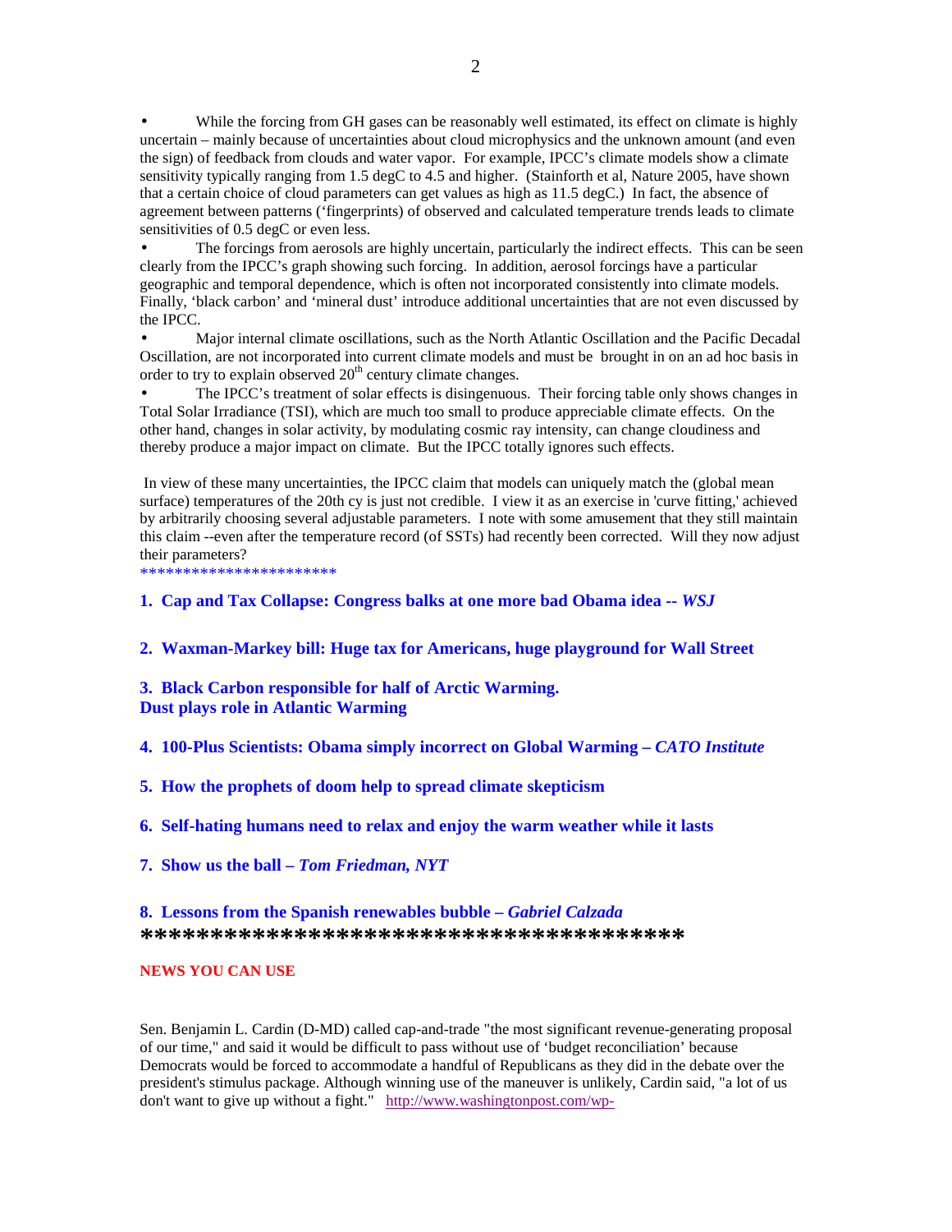- While the forcing from GH gases can be reasonably well estimated, its effect on climate is highly uncertain – mainly because of uncertainties about cloud microphysics and the unknown amount (and even the sign) of feedback from clouds and water vapor. For example, IPCC's climate models show a climate sensitivity typically ranging from 1.5 degC to 4.5 and higher. (Stainforth et al, Nature 2005, have shown that a certain choice of cloud parameters can get values as high as 11.5 degC.) In fact, the absence of agreement between patterns ('fingerprints) of observed and calculated temperature trends leads to climate sensitivities of 0.5 degC or even less.
- The forcings from aerosols are highly uncertain, particularly the indirect effects. This can be seen clearly from the IPCC's graph showing such forcing. In addition, aerosol forcings have a particular geographic and temporal dependence, which is often not incorporated consistently into climate models. Finally, 'black carbon' and 'mineral dust' introduce additional uncertainties that are not even discussed by the IPCC.
- Major internal climate oscillations, such as the North Atlantic Oscillation and the Pacific Decadal Oscillation, are not incorporated into current climate models and must be brought in on an ad hoc basis in order to try to explain observed 20th century climate changes.
- The IPCC's treatment of solar effects is disingenuous. Their forcing table only shows changes in Total Solar Irradiance (TSI), which are much too small to produce appreciable climate effects. On the other hand, changes in solar activity, by modulating cosmic ray intensity, can change cloudiness and thereby produce a major impact on climate. But the IPCC totally ignores such effects.

In view of these many uncertainties, the IPCC claim that models can uniquely match the (global mean surface) temperatures of the 20th cy is just not credible. I view it as an exercise in 'curve fitting,' achieved by arbitrarily choosing several adjustable parameters. I note with some amusement that they still maintain this claim --even after the temperature record (of SSTs) had recently been corrected. Will they now adjust their parameters?

***********************

**1. Cap and Tax Collapse: Congress balks at one more bad Obama idea -- *WSJ***

**2. Waxman-Markey bill: Huge tax for Americans, huge playground for Wall Street**

**3. Black Carbon responsible for half of Arctic Warming.**
**Dust plays role in Atlantic Warming**

**4. 100-Plus Scientists: Obama simply incorrect on Global Warming – *CATO Institute***

**5. How the prophets of doom help to spread climate skepticism**

**6. Self-hating humans need to relax and enjoy the warm weather while it lasts**

**7. Show us the ball – *Tom Friedman, NYT***

**8. Lessons from the Spanish renewables bubble – *Gabriel Calzada***

**************************************

**NEWS YOU CAN USE**

Sen. Benjamin L. Cardin (D-MD) called cap-and-trade "the most significant revenue-generating proposal of our time," and said it would be difficult to pass without use of 'budget reconciliation' because Democrats would be forced to accommodate a handful of Republicans as they did in the debate over the president's stimulus package. Although winning use of the maneuver is unlikely, Cardin said, "a lot of us don't want to give up without a fight." http://www.washingtonpost.com/wp-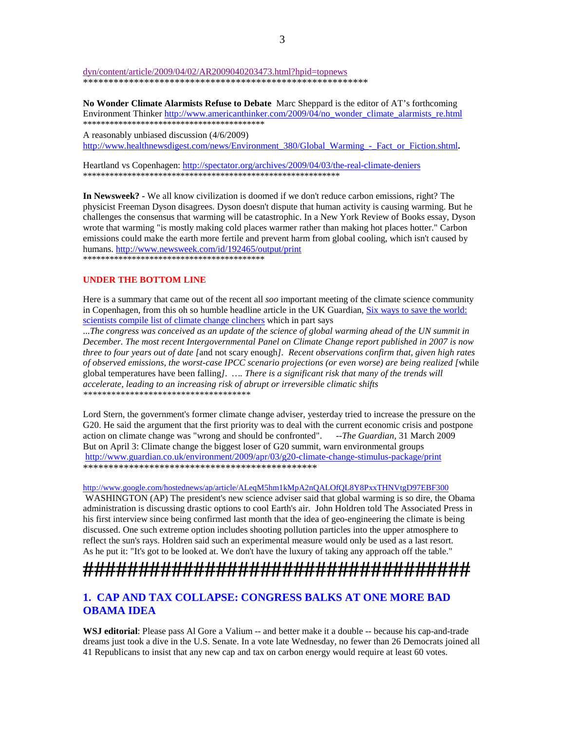dyn/content/article/2009/04/02/AR2009040203473.html?hpid=topnews
***********************************************************

**No Wonder Climate Alarmists Refuse to Debate** Marc Sheppard is the editor of AT's forthcoming Environment Thinker http://www.americanthinker.com/2009/04/no_wonder_climate_alarmists_re.html
******************************************

A reasonably unbiased discussion (4/6/2009)
http://www.healthnewsdigest.com/news/Environment_380/Global_Warming_-_Fact_or_Fiction.shtml**.**

Heartland vs Copenhagen: http://spectator.org/archives/2009/04/03/the-real-climate-deniers
************************************************************

**In Newsweek? -** We all know civilization is doomed if we don't reduce carbon emissions, right? The physicist Freeman Dyson disagrees. Dyson doesn't dispute that human activity is causing warming. But he challenges the consensus that warming will be catastrophic. In a New York Review of Books essay, Dyson wrote that warming "is mostly making cold places warmer rather than making hot places hotter." Carbon emissions could make the earth more fertile and prevent harm from global cooling, which isn't caused by humans. http://www.newsweek.com/id/192465/output/print
******************************************

## UNDER THE BOTTOM LINE

Here is a summary that came out of the recent all *soo* important meeting of the climate science community in Copenhagen, from this oh so humble headline article in the UK Guardian, Six ways to save the world: scientists compile list of climate change clinchers which in part says

*...The congress was conceived as an update of the science of global warming ahead of the UN summit in December. The most recent Intergovernmental Panel on Climate Change report published in 2007 is now three to four years out of date [*and not scary enough*]. Recent observations confirm that, given high rates of observed emissions, the worst-case IPCC scenario projections (or even worse) are being realized [*while global temperatures have been falling*]. …. There is a significant risk that many of the trends will accelerate, leading to an increasing risk of abrupt or irreversible climatic shifts*
************************************

Lord Stern, the government's former climate change adviser, yesterday tried to increase the pressure on the G20. He said the argument that the first priority was to deal with the current economic crisis and postpone action on climate change was "wrong and should be confronted". --*The Guardian,* 31 March 2009
But on April 3: Climate change the biggest loser of G20 summit, warn environmental groups
http://www.guardian.co.uk/environment/2009/apr/03/g20-climate-change-stimulus-package/print
***********************************************

http://www.google.com/hostednews/ap/article/ALeqM5hm1kMpA2nQALOfQL8Y8PxxTHNVtgD97EBF300
WASHINGTON (AP) The president's new science adviser said that global warming is so dire, the Obama administration is discussing drastic options to cool Earth's air. John Holdren told The Associated Press in his first interview since being confirmed last month that the idea of geo-engineering the climate is being discussed. One such extreme option includes shooting pollution particles into the upper atmosphere to reflect the sun's rays. Holdren said such an experimental measure would only be used as a last resort. As he put it: "It's got to be looked at. We don't have the luxury of taking any approach off the table."

####################################

## 1. CAP AND TAX COLLAPSE: CONGRESS BALKS AT ONE MORE BAD OBAMA IDEA

**WSJ editorial**: Please pass Al Gore a Valium -- and better make it a double -- because his cap-and-trade dreams just took a dive in the U.S. Senate. In a vote late Wednesday, no fewer than 26 Democrats joined all 41 Republicans to insist that any new cap and tax on carbon energy would require at least 60 votes.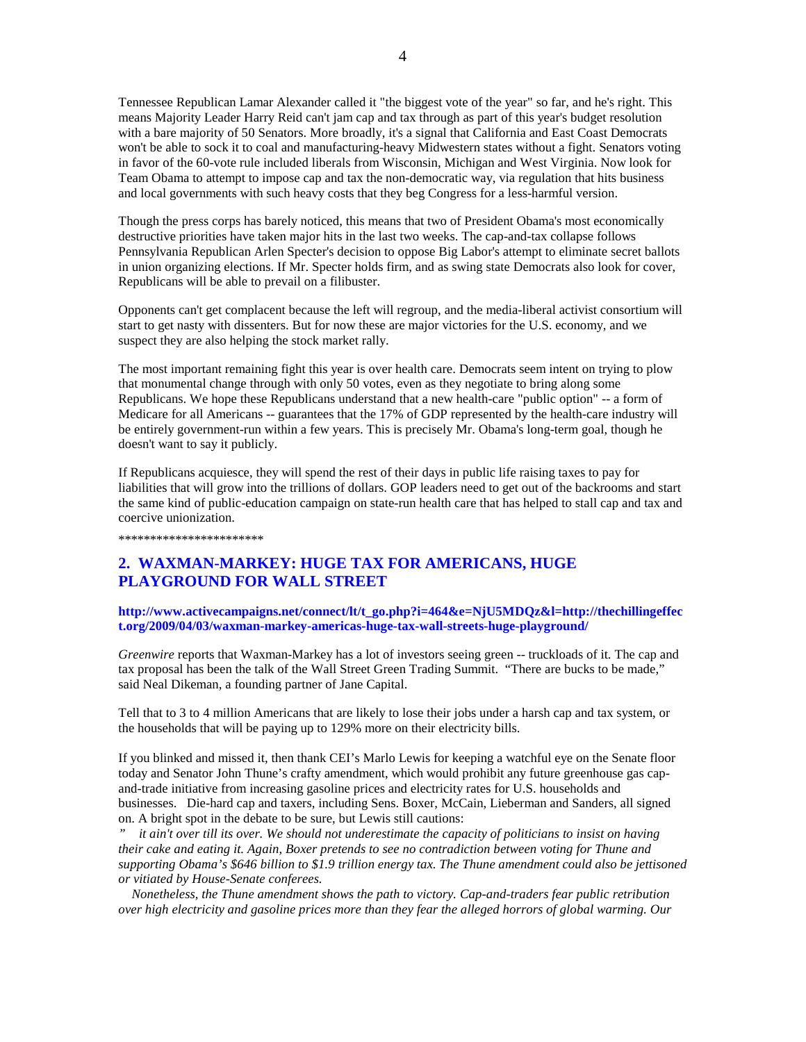Tennessee Republican Lamar Alexander called it "the biggest vote of the year" so far, and he's right. This means Majority Leader Harry Reid can't jam cap and tax through as part of this year's budget resolution with a bare majority of 50 Senators. More broadly, it's a signal that California and East Coast Democrats won't be able to sock it to coal and manufacturing-heavy Midwestern states without a fight. Senators voting in favor of the 60-vote rule included liberals from Wisconsin, Michigan and West Virginia. Now look for Team Obama to attempt to impose cap and tax the non-democratic way, via regulation that hits business and local governments with such heavy costs that they beg Congress for a less-harmful version.

Though the press corps has barely noticed, this means that two of President Obama's most economically destructive priorities have taken major hits in the last two weeks. The cap-and-tax collapse follows Pennsylvania Republican Arlen Specter's decision to oppose Big Labor's attempt to eliminate secret ballots in union organizing elections. If Mr. Specter holds firm, and as swing state Democrats also look for cover, Republicans will be able to prevail on a filibuster.

Opponents can't get complacent because the left will regroup, and the media-liberal activist consortium will start to get nasty with dissenters. But for now these are major victories for the U.S. economy, and we suspect they are also helping the stock market rally.

The most important remaining fight this year is over health care. Democrats seem intent on trying to plow that monumental change through with only 50 votes, even as they negotiate to bring along some Republicans. We hope these Republicans understand that a new health-care "public option" -- a form of Medicare for all Americans -- guarantees that the 17% of GDP represented by the health-care industry will be entirely government-run within a few years. This is precisely Mr. Obama's long-term goal, though he doesn't want to say it publicly.

If Republicans acquiesce, they will spend the rest of their days in public life raising taxes to pay for liabilities that will grow into the trillions of dollars. GOP leaders need to get out of the backrooms and start the same kind of public-education campaign on state-run health care that has helped to stall cap and tax and coercive unionization.

***********************

## 2. WAXMAN-MARKEY: HUGE TAX FOR AMERICANS, HUGE PLAYGROUND FOR WALL STREET

**http://www.activecampaigns.net/connect/lt/t_go.php?i=464&e=NjU5MDQz&l=http://thechillingeffect.org/2009/04/03/waxman-markey-americas-huge-tax-wall-streets-huge-playground/**

*Greenwire* reports that Waxman-Markey has a lot of investors seeing green -- truckloads of it. The cap and tax proposal has been the talk of the Wall Street Green Trading Summit. "There are bucks to be made," said Neal Dikeman, a founding partner of Jane Capital.

Tell that to 3 to 4 million Americans that are likely to lose their jobs under a harsh cap and tax system, or the households that will be paying up to 129% more on their electricity bills.

If you blinked and missed it, then thank CEI's Marlo Lewis for keeping a watchful eye on the Senate floor today and Senator John Thune's crafty amendment, which would prohibit any future greenhouse gas cap-and-trade initiative from increasing gasoline prices and electricity rates for U.S. households and businesses. Die-hard cap and taxers, including Sens. Boxer, McCain, Lieberman and Sanders, all signed on. A bright spot in the debate to be sure, but Lewis still cautions:

*" it ain't over till its over. We should not underestimate the capacity of politicians to insist on having their cake and eating it. Again, Boxer pretends to see no contradiction between voting for Thune and supporting Obama's $646 billion to $1.9 trillion energy tax. The Thune amendment could also be jettisoned or vitiated by House-Senate conferees.*

*Nonetheless, the Thune amendment shows the path to victory. Cap-and-traders fear public retribution over high electricity and gasoline prices more than they fear the alleged horrors of global warming. Our*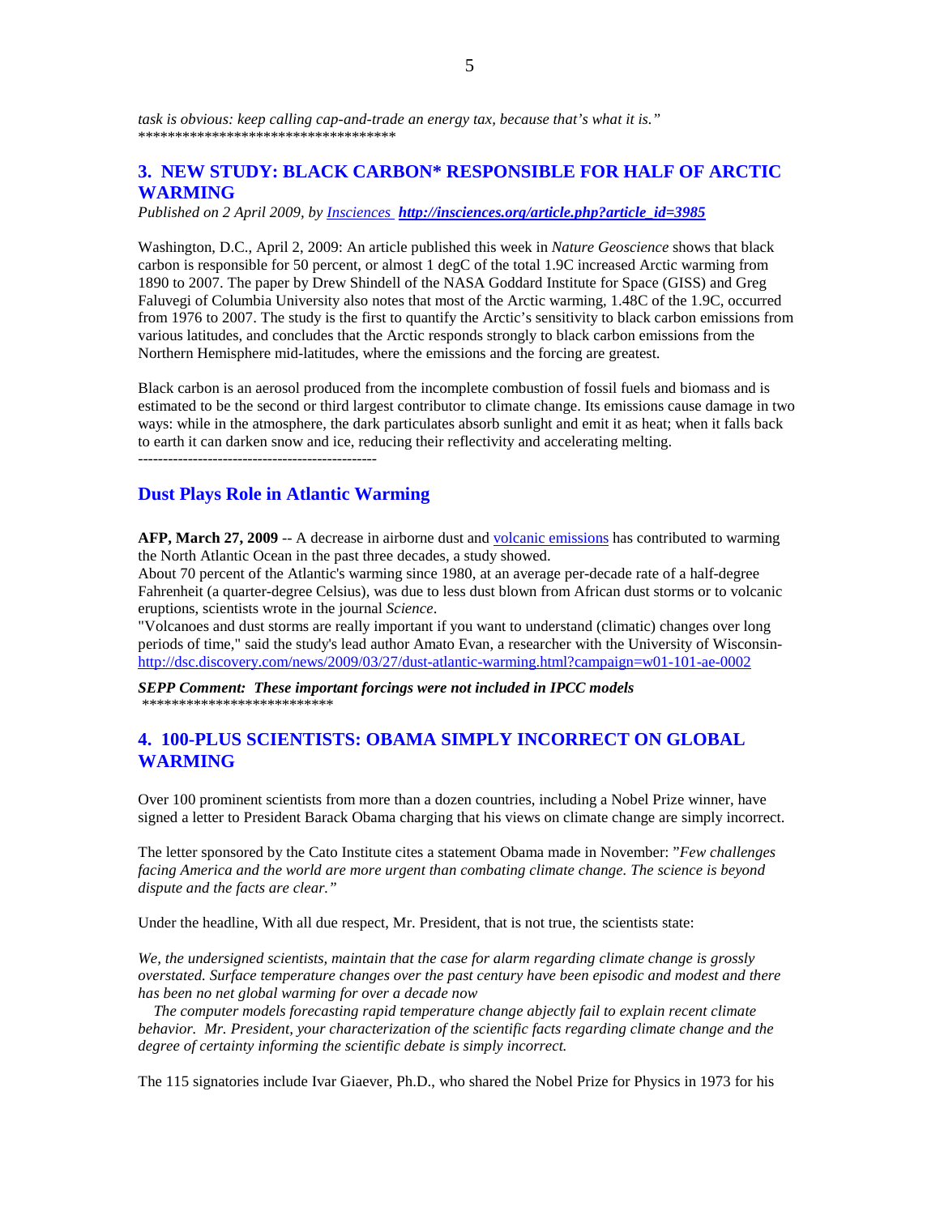*task is obvious: keep calling cap-and-trade an energy tax, because that's what it is."*
*************************************

## 3. NEW STUDY: BLACK CARBON* RESPONSIBLE FOR HALF OF ARCTIC WARMING

*Published on 2 April 2009, by Insciences* ***http://insciences.org/article.php?article_id=3985***

Washington, D.C., April 2, 2009: An article published this week in *Nature Geoscience* shows that black carbon is responsible for 50 percent, or almost 1 degC of the total 1.9C increased Arctic warming from 1890 to 2007. The paper by Drew Shindell of the NASA Goddard Institute for Space (GISS) and Greg Faluvegi of Columbia University also notes that most of the Arctic warming, 1.48C of the 1.9C, occurred from 1976 to 2007. The study is the first to quantify the Arctic's sensitivity to black carbon emissions from various latitudes, and concludes that the Arctic responds strongly to black carbon emissions from the Northern Hemisphere mid-latitudes, where the emissions and the forcing are greatest.

Black carbon is an aerosol produced from the incomplete combustion of fossil fuels and biomass and is estimated to be the second or third largest contributor to climate change. Its emissions cause damage in two ways: while in the atmosphere, the dark particulates absorb sunlight and emit it as heat; when it falls back to earth it can darken snow and ice, reducing their reflectivity and accelerating melting.

-----------------------------------------------

## Dust Plays Role in Atlantic Warming

**AFP, March 27, 2009** -- A decrease in airborne dust and volcanic emissions has contributed to warming the North Atlantic Ocean in the past three decades, a study showed.
About 70 percent of the Atlantic's warming since 1980, at an average per-decade rate of a half-degree Fahrenheit (a quarter-degree Celsius), was due to less dust blown from African dust storms or to volcanic eruptions, scientists wrote in the journal *Science*.
"Volcanoes and dust storms are really important if you want to understand (climatic) changes over long periods of time," said the study's lead author Amato Evan, a researcher with the University of Wisconsin-
http://dsc.discovery.com/news/2009/03/27/dust-atlantic-warming.html?campaign=w01-101-ae-0002

***SEPP Comment: These important forcings were not included in IPCC models***
***************************

## 4. 100-PLUS SCIENTISTS: OBAMA SIMPLY INCORRECT ON GLOBAL WARMING

Over 100 prominent scientists from more than a dozen countries, including a Nobel Prize winner, have signed a letter to President Barack Obama charging that his views on climate change are simply incorrect.

The letter sponsored by the Cato Institute cites a statement Obama made in November: "*Few challenges facing America and the world are more urgent than combating climate change. The science is beyond dispute and the facts are clear."*

Under the headline, With all due respect, Mr. President, that is not true, the scientists state:

*We, the undersigned scientists, maintain that the case for alarm regarding climate change is grossly overstated. Surface temperature changes over the past century have been episodic and modest and there has been no net global warming for over a decade now*

*The computer models forecasting rapid temperature change abjectly fail to explain recent climate behavior. Mr. President, your characterization of the scientific facts regarding climate change and the degree of certainty informing the scientific debate is simply incorrect.*

The 115 signatories include Ivar Giaever, Ph.D., who shared the Nobel Prize for Physics in 1973 for his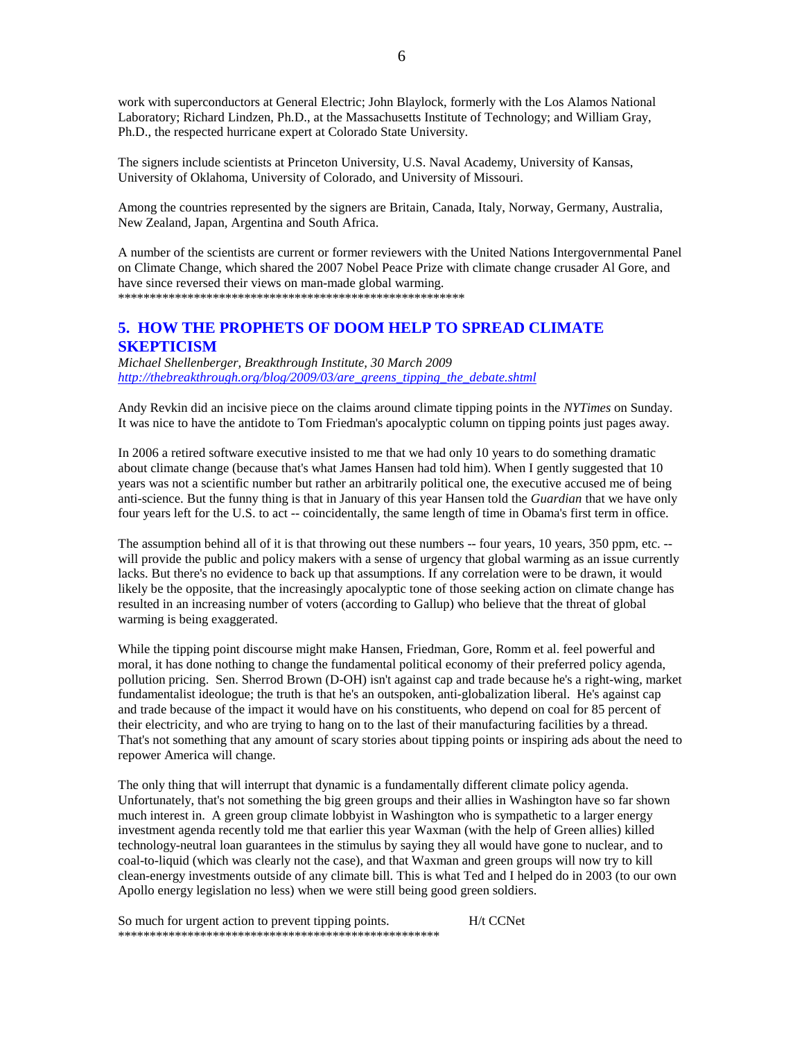work with superconductors at General Electric; John Blaylock, formerly with the Los Alamos National Laboratory; Richard Lindzen, Ph.D., at the Massachusetts Institute of Technology; and William Gray, Ph.D., the respected hurricane expert at Colorado State University.

The signers include scientists at Princeton University, U.S. Naval Academy, University of Kansas, University of Oklahoma, University of Colorado, and University of Missouri.

Among the countries represented by the signers are Britain, Canada, Italy, Norway, Germany, Australia, New Zealand, Japan, Argentina and South Africa.

A number of the scientists are current or former reviewers with the United Nations Intergovernmental Panel on Climate Change, which shared the 2007 Nobel Peace Prize with climate change crusader Al Gore, and have since reversed their views on man-made global warming.
*********************************************************

## 5. HOW THE PROPHETS OF DOOM HELP TO SPREAD CLIMATE SKEPTICISM

*Michael Shellenberger, Breakthrough Institute, 30 March 2009*
*http://thebreakthrough.org/blog/2009/03/are_greens_tipping_the_debate.shtml*

Andy Revkin did an incisive piece on the claims around climate tipping points in the *NYTimes* on Sunday. It was nice to have the antidote to Tom Friedman's apocalyptic column on tipping points just pages away.

In 2006 a retired software executive insisted to me that we had only 10 years to do something dramatic about climate change (because that's what James Hansen had told him). When I gently suggested that 10 years was not a scientific number but rather an arbitrarily political one, the executive accused me of being anti-science. But the funny thing is that in January of this year Hansen told the *Guardian* that we have only four years left for the U.S. to act -- coincidentally, the same length of time in Obama's first term in office.

The assumption behind all of it is that throwing out these numbers -- four years, 10 years, 350 ppm, etc. -- will provide the public and policy makers with a sense of urgency that global warming as an issue currently lacks. But there's no evidence to back up that assumptions. If any correlation were to be drawn, it would likely be the opposite, that the increasingly apocalyptic tone of those seeking action on climate change has resulted in an increasing number of voters (according to Gallup) who believe that the threat of global warming is being exaggerated.

While the tipping point discourse might make Hansen, Friedman, Gore, Romm et al. feel powerful and moral, it has done nothing to change the fundamental political economy of their preferred policy agenda, pollution pricing. Sen. Sherrod Brown (D-OH) isn't against cap and trade because he's a right-wing, market fundamentalist ideologue; the truth is that he's an outspoken, anti-globalization liberal. He's against cap and trade because of the impact it would have on his constituents, who depend on coal for 85 percent of their electricity, and who are trying to hang on to the last of their manufacturing facilities by a thread. That's not something that any amount of scary stories about tipping points or inspiring ads about the need to repower America will change.

The only thing that will interrupt that dynamic is a fundamentally different climate policy agenda. Unfortunately, that's not something the big green groups and their allies in Washington have so far shown much interest in. A green group climate lobbyist in Washington who is sympathetic to a larger energy investment agenda recently told me that earlier this year Waxman (with the help of Green allies) killed technology-neutral loan guarantees in the stimulus by saying they all would have gone to nuclear, and to coal-to-liquid (which was clearly not the case), and that Waxman and green groups will now try to kill clean-energy investments outside of any climate bill. This is what Ted and I helped do in 2003 (to our own Apollo energy legislation no less) when we were still being good green soldiers.

So much for urgent action to prevent tipping points. H/t CCNet
****************************************************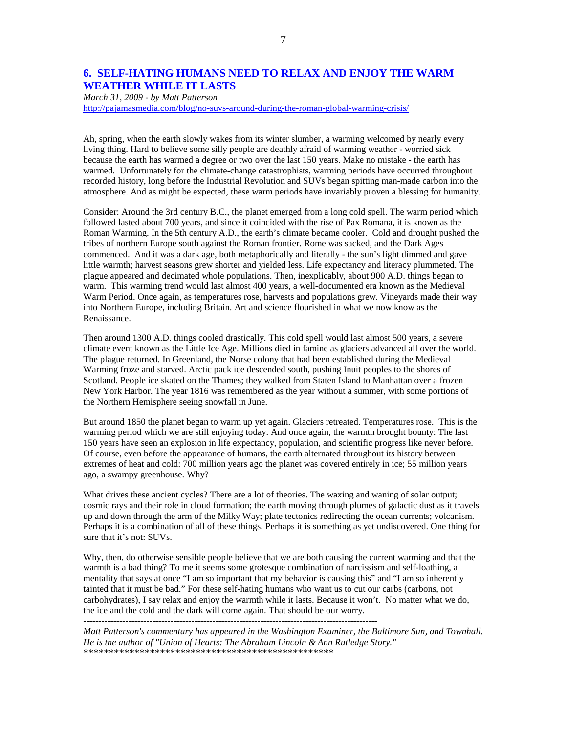## 6. SELF-HATING HUMANS NEED TO RELAX AND ENJOY THE WARM WEATHER WHILE IT LASTS

*March 31, 2009 - by Matt Patterson*
http://pajamasmedia.com/blog/no-suvs-around-during-the-roman-global-warming-crisis/

Ah, spring, when the earth slowly wakes from its winter slumber, a warming welcomed by nearly every living thing. Hard to believe some silly people are deathly afraid of warming weather - worried sick because the earth has warmed a degree or two over the last 150 years. Make no mistake - the earth has warmed. Unfortunately for the climate-change catastrophists, warming periods have occurred throughout recorded history, long before the Industrial Revolution and SUVs began spitting man-made carbon into the atmosphere. And as might be expected, these warm periods have invariably proven a blessing for humanity.

Consider: Around the 3rd century B.C., the planet emerged from a long cold spell. The warm period which followed lasted about 700 years, and since it coincided with the rise of Pax Romana, it is known as the Roman Warming. In the 5th century A.D., the earth's climate became cooler. Cold and drought pushed the tribes of northern Europe south against the Roman frontier. Rome was sacked, and the Dark Ages commenced. And it was a dark age, both metaphorically and literally - the sun's light dimmed and gave little warmth; harvest seasons grew shorter and yielded less. Life expectancy and literacy plummeted. The plague appeared and decimated whole populations. Then, inexplicably, about 900 A.D. things began to warm. This warming trend would last almost 400 years, a well-documented era known as the Medieval Warm Period. Once again, as temperatures rose, harvests and populations grew. Vineyards made their way into Northern Europe, including Britain. Art and science flourished in what we now know as the Renaissance.

Then around 1300 A.D. things cooled drastically. This cold spell would last almost 500 years, a severe climate event known as the Little Ice Age. Millions died in famine as glaciers advanced all over the world. The plague returned. In Greenland, the Norse colony that had been established during the Medieval Warming froze and starved. Arctic pack ice descended south, pushing Inuit peoples to the shores of Scotland. People ice skated on the Thames; they walked from Staten Island to Manhattan over a frozen New York Harbor. The year 1816 was remembered as the year without a summer, with some portions of the Northern Hemisphere seeing snowfall in June.

But around 1850 the planet began to warm up yet again. Glaciers retreated. Temperatures rose. This is the warming period which we are still enjoying today. And once again, the warmth brought bounty: The last 150 years have seen an explosion in life expectancy, population, and scientific progress like never before. Of course, even before the appearance of humans, the earth alternated throughout its history between extremes of heat and cold: 700 million years ago the planet was covered entirely in ice; 55 million years ago, a swampy greenhouse. Why?

What drives these ancient cycles? There are a lot of theories. The waxing and waning of solar output; cosmic rays and their role in cloud formation; the earth moving through plumes of galactic dust as it travels up and down through the arm of the Milky Way; plate tectonics redirecting the ocean currents; volcanism. Perhaps it is a combination of all of these things. Perhaps it is something as yet undiscovered. One thing for sure that it's not: SUVs.

Why, then, do otherwise sensible people believe that we are both causing the current warming and that the warmth is a bad thing? To me it seems some grotesque combination of narcissism and self-loathing, a mentality that says at once "I am so important that my behavior is causing this" and "I am so inherently tainted that it must be bad." For these self-hating humans who want us to cut our carbs (carbons, not carbohydrates), I say relax and enjoy the warmth while it lasts. Because it won't. No matter what we do, the ice and the cold and the dark will come again. That should be our worry.

---

*Matt Patterson's commentary has appeared in the Washington Examiner, the Baltimore Sun, and Townhall. He is the author of "Union of Hearts: The Abraham Lincoln & Ann Rutledge Story."*

**************************************************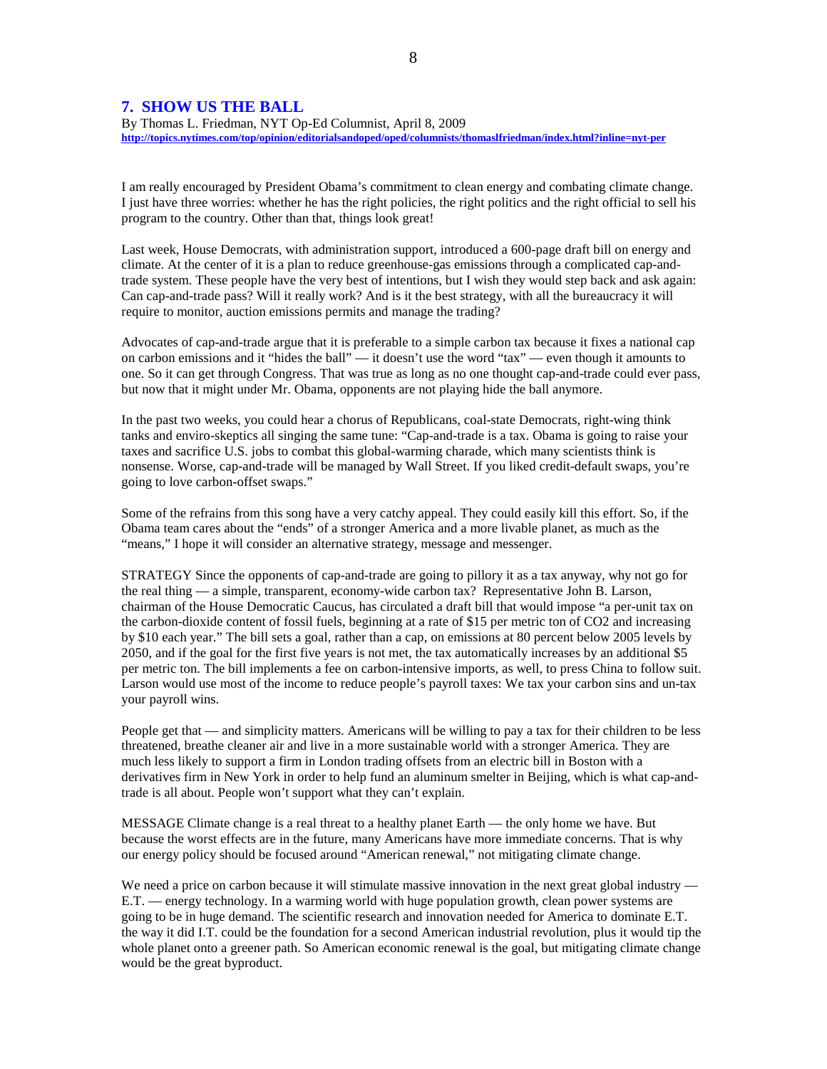## 7. SHOW US THE BALL

By Thomas L. Friedman, NYT Op-Ed Columnist, April 8, 2009
http://topics.nytimes.com/top/opinion/editorialsandoped/oped/columnists/thomaslfriedman/index.html?inline=nyt-per

I am really encouraged by President Obama's commitment to clean energy and combating climate change. I just have three worries: whether he has the right policies, the right politics and the right official to sell his program to the country. Other than that, things look great!

Last week, House Democrats, with administration support, introduced a 600-page draft bill on energy and climate. At the center of it is a plan to reduce greenhouse-gas emissions through a complicated cap-and-trade system. These people have the very best of intentions, but I wish they would step back and ask again: Can cap-and-trade pass? Will it really work? And is it the best strategy, with all the bureaucracy it will require to monitor, auction emissions permits and manage the trading?

Advocates of cap-and-trade argue that it is preferable to a simple carbon tax because it fixes a national cap on carbon emissions and it "hides the ball" — it doesn't use the word "tax" — even though it amounts to one. So it can get through Congress. That was true as long as no one thought cap-and-trade could ever pass, but now that it might under Mr. Obama, opponents are not playing hide the ball anymore.

In the past two weeks, you could hear a chorus of Republicans, coal-state Democrats, right-wing think tanks and enviro-skeptics all singing the same tune: "Cap-and-trade is a tax. Obama is going to raise your taxes and sacrifice U.S. jobs to combat this global-warming charade, which many scientists think is nonsense. Worse, cap-and-trade will be managed by Wall Street. If you liked credit-default swaps, you're going to love carbon-offset swaps."

Some of the refrains from this song have a very catchy appeal. They could easily kill this effort. So, if the Obama team cares about the "ends" of a stronger America and a more livable planet, as much as the "means," I hope it will consider an alternative strategy, message and messenger.

STRATEGY Since the opponents of cap-and-trade are going to pillory it as a tax anyway, why not go for the real thing — a simple, transparent, economy-wide carbon tax? Representative John B. Larson, chairman of the House Democratic Caucus, has circulated a draft bill that would impose "a per-unit tax on the carbon-dioxide content of fossil fuels, beginning at a rate of $15 per metric ton of CO2 and increasing by $10 each year." The bill sets a goal, rather than a cap, on emissions at 80 percent below 2005 levels by 2050, and if the goal for the first five years is not met, the tax automatically increases by an additional $5 per metric ton. The bill implements a fee on carbon-intensive imports, as well, to press China to follow suit. Larson would use most of the income to reduce people's payroll taxes: We tax your carbon sins and un-tax your payroll wins.

People get that — and simplicity matters. Americans will be willing to pay a tax for their children to be less threatened, breathe cleaner air and live in a more sustainable world with a stronger America. They are much less likely to support a firm in London trading offsets from an electric bill in Boston with a derivatives firm in New York in order to help fund an aluminum smelter in Beijing, which is what cap-and-trade is all about. People won't support what they can't explain.

MESSAGE Climate change is a real threat to a healthy planet Earth — the only home we have. But because the worst effects are in the future, many Americans have more immediate concerns. That is why our energy policy should be focused around "American renewal," not mitigating climate change.

We need a price on carbon because it will stimulate massive innovation in the next great global industry — E.T. — energy technology. In a warming world with huge population growth, clean power systems are going to be in huge demand. The scientific research and innovation needed for America to dominate E.T. the way it did I.T. could be the foundation for a second American industrial revolution, plus it would tip the whole planet onto a greener path. So American economic renewal is the goal, but mitigating climate change would be the great byproduct.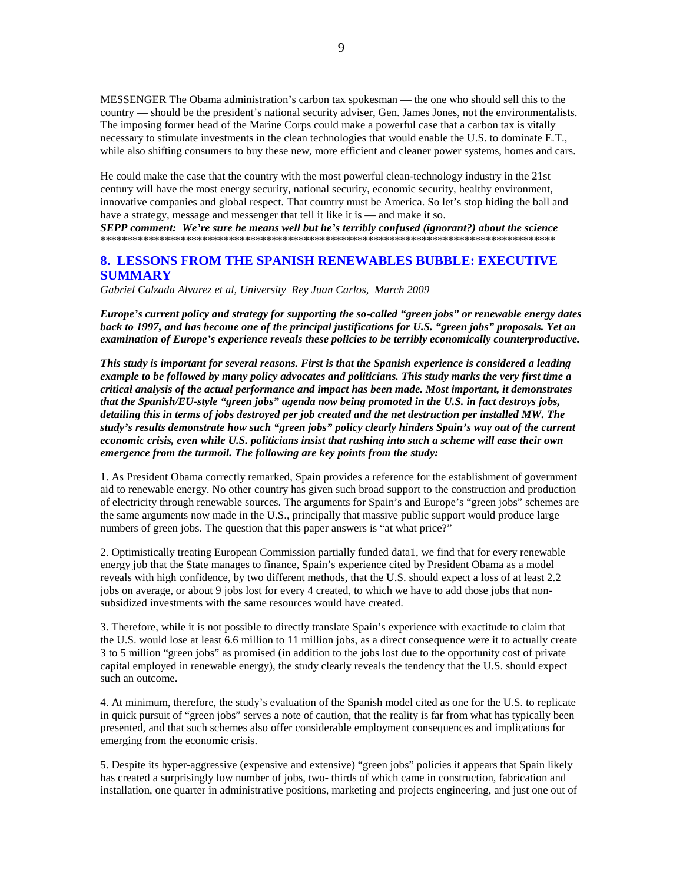MESSENGER The Obama administration's carbon tax spokesman — the one who should sell this to the country — should be the president's national security adviser, Gen. James Jones, not the environmentalists. The imposing former head of the Marine Corps could make a powerful case that a carbon tax is vitally necessary to stimulate investments in the clean technologies that would enable the U.S. to dominate E.T., while also shifting consumers to buy these new, more efficient and cleaner power systems, homes and cars.

He could make the case that the country with the most powerful clean-technology industry in the 21st century will have the most energy security, national security, economic security, healthy environment, innovative companies and global respect. That country must be America. So let's stop hiding the ball and have a strategy, message and messenger that tell it like it is — and make it so.

***SEPP comment: We're sure he means well but he's terribly confused (ignorant?) about the science***

*******************************************************************************************

## 8. LESSONS FROM THE SPANISH RENEWABLES BUBBLE: EXECUTIVE SUMMARY

*Gabriel Calzada Alvarez et al, University Rey Juan Carlos, March 2009*

***Europe's current policy and strategy for supporting the so-called "green jobs" or renewable energy dates back to 1997, and has become one of the principal justifications for U.S. "green jobs" proposals. Yet an examination of Europe's experience reveals these policies to be terribly economically counterproductive.***

***This study is important for several reasons. First is that the Spanish experience is considered a leading example to be followed by many policy advocates and politicians. This study marks the very first time a critical analysis of the actual performance and impact has been made. Most important, it demonstrates that the Spanish/EU-style "green jobs" agenda now being promoted in the U.S. in fact destroys jobs, detailing this in terms of jobs destroyed per job created and the net destruction per installed MW. The study's results demonstrate how such "green jobs" policy clearly hinders Spain's way out of the current economic crisis, even while U.S. politicians insist that rushing into such a scheme will ease their own emergence from the turmoil. The following are key points from the study:***

1. As President Obama correctly remarked, Spain provides a reference for the establishment of government aid to renewable energy. No other country has given such broad support to the construction and production of electricity through renewable sources. The arguments for Spain's and Europe's "green jobs" schemes are the same arguments now made in the U.S., principally that massive public support would produce large numbers of green jobs. The question that this paper answers is "at what price?"

2. Optimistically treating European Commission partially funded data1, we find that for every renewable energy job that the State manages to finance, Spain's experience cited by President Obama as a model reveals with high confidence, by two different methods, that the U.S. should expect a loss of at least 2.2 jobs on average, or about 9 jobs lost for every 4 created, to which we have to add those jobs that non-subsidized investments with the same resources would have created.

3. Therefore, while it is not possible to directly translate Spain's experience with exactitude to claim that the U.S. would lose at least 6.6 million to 11 million jobs, as a direct consequence were it to actually create 3 to 5 million "green jobs" as promised (in addition to the jobs lost due to the opportunity cost of private capital employed in renewable energy), the study clearly reveals the tendency that the U.S. should expect such an outcome.

4. At minimum, therefore, the study's evaluation of the Spanish model cited as one for the U.S. to replicate in quick pursuit of "green jobs" serves a note of caution, that the reality is far from what has typically been presented, and that such schemes also offer considerable employment consequences and implications for emerging from the economic crisis.

5. Despite its hyper-aggressive (expensive and extensive) "green jobs" policies it appears that Spain likely has created a surprisingly low number of jobs, two- thirds of which came in construction, fabrication and installation, one quarter in administrative positions, marketing and projects engineering, and just one out of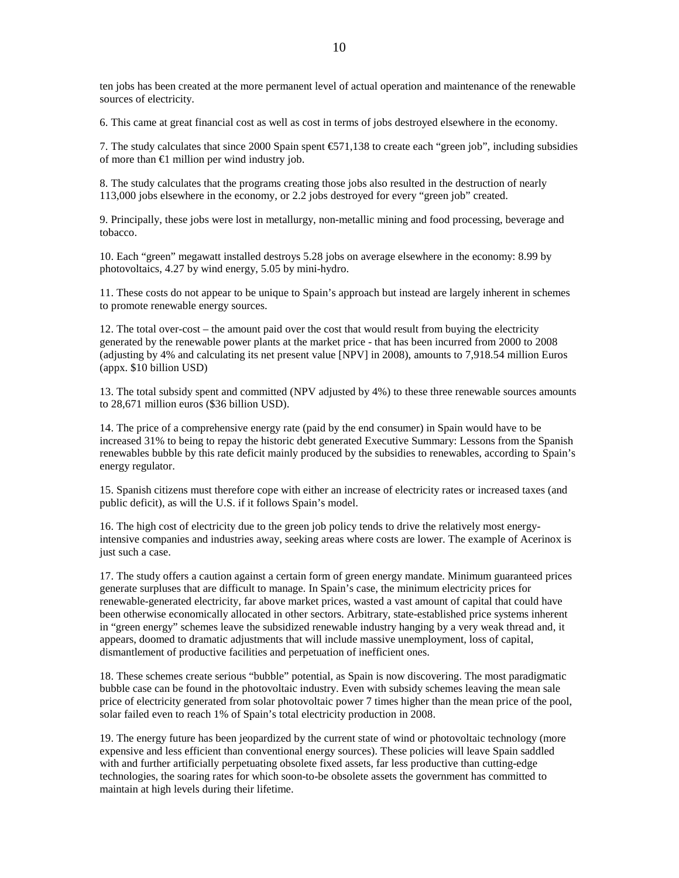ten jobs has been created at the more permanent level of actual operation and maintenance of the renewable sources of electricity.

6. This came at great financial cost as well as cost in terms of jobs destroyed elsewhere in the economy.

7. The study calculates that since 2000 Spain spent €571,138 to create each “green job”, including subsidies of more than €1 million per wind industry job.

8. The study calculates that the programs creating those jobs also resulted in the destruction of nearly 113,000 jobs elsewhere in the economy, or 2.2 jobs destroyed for every “green job” created.

9. Principally, these jobs were lost in metallurgy, non-metallic mining and food processing, beverage and tobacco.

10. Each “green” megawatt installed destroys 5.28 jobs on average elsewhere in the economy: 8.99 by photovoltaics, 4.27 by wind energy, 5.05 by mini-hydro.

11. These costs do not appear to be unique to Spain’s approach but instead are largely inherent in schemes to promote renewable energy sources.

12. The total over-cost – the amount paid over the cost that would result from buying the electricity generated by the renewable power plants at the market price - that has been incurred from 2000 to 2008 (adjusting by 4% and calculating its net present value [NPV] in 2008), amounts to 7,918.54 million Euros (appx. $10 billion USD)

13. The total subsidy spent and committed (NPV adjusted by 4%) to these three renewable sources amounts to 28,671 million euros ($36 billion USD).

14. The price of a comprehensive energy rate (paid by the end consumer) in Spain would have to be increased 31% to being to repay the historic debt generated Executive Summary: Lessons from the Spanish renewables bubble by this rate deficit mainly produced by the subsidies to renewables, according to Spain’s energy regulator.

15. Spanish citizens must therefore cope with either an increase of electricity rates or increased taxes (and public deficit), as will the U.S. if it follows Spain’s model.

16. The high cost of electricity due to the green job policy tends to drive the relatively most energy-intensive companies and industries away, seeking areas where costs are lower. The example of Acerinox is just such a case.

17. The study offers a caution against a certain form of green energy mandate. Minimum guaranteed prices generate surpluses that are difficult to manage. In Spain’s case, the minimum electricity prices for renewable-generated electricity, far above market prices, wasted a vast amount of capital that could have been otherwise economically allocated in other sectors. Arbitrary, state-established price systems inherent in “green energy” schemes leave the subsidized renewable industry hanging by a very weak thread and, it appears, doomed to dramatic adjustments that will include massive unemployment, loss of capital, dismantlement of productive facilities and perpetuation of inefficient ones.

18. These schemes create serious “bubble” potential, as Spain is now discovering. The most paradigmatic bubble case can be found in the photovoltaic industry. Even with subsidy schemes leaving the mean sale price of electricity generated from solar photovoltaic power 7 times higher than the mean price of the pool, solar failed even to reach 1% of Spain’s total electricity production in 2008.

19. The energy future has been jeopardized by the current state of wind or photovoltaic technology (more expensive and less efficient than conventional energy sources). These policies will leave Spain saddled with and further artificially perpetuating obsolete fixed assets, far less productive than cutting-edge technologies, the soaring rates for which soon-to-be obsolete assets the government has committed to maintain at high levels during their lifetime.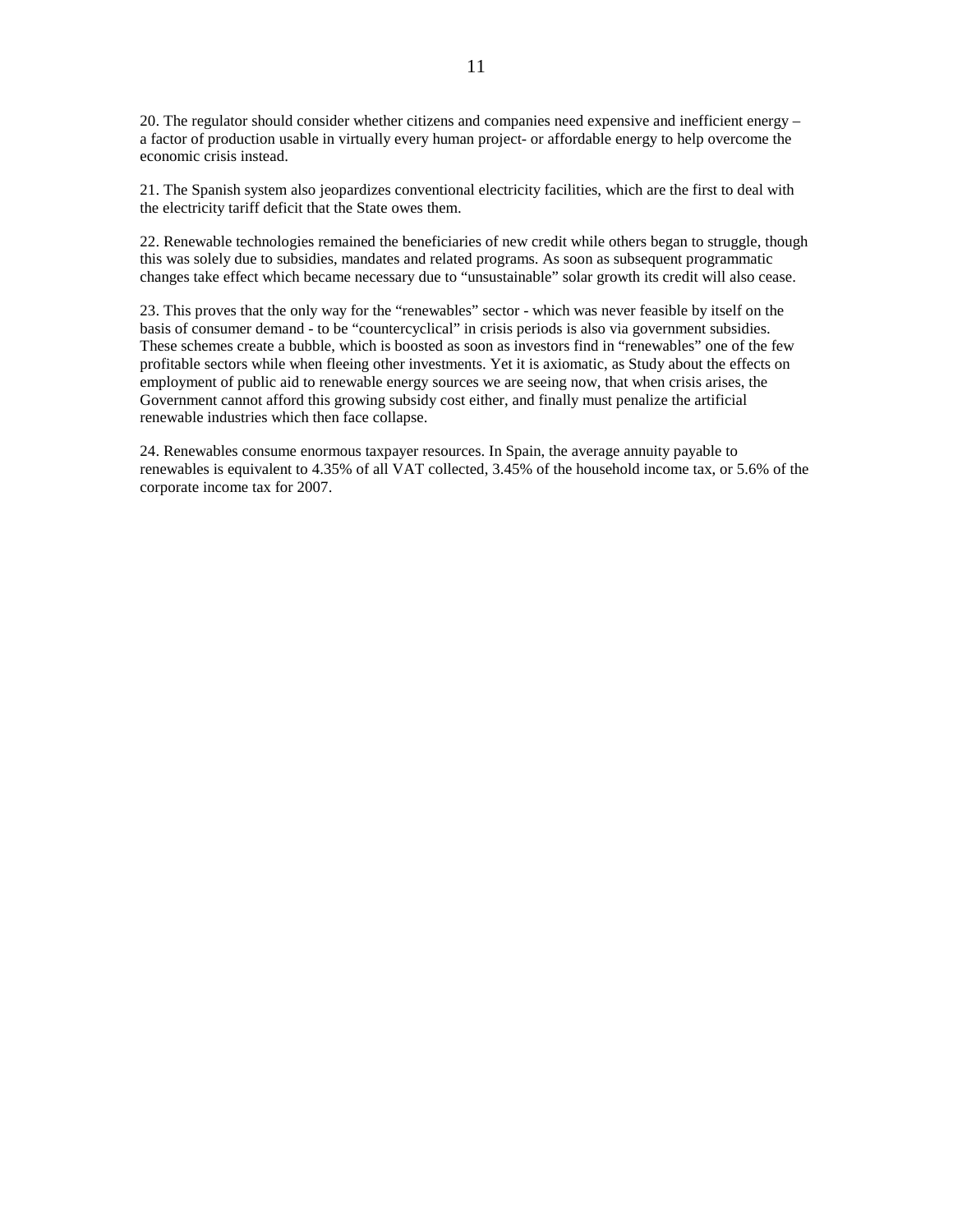20. The regulator should consider whether citizens and companies need expensive and inefficient energy – a factor of production usable in virtually every human project- or affordable energy to help overcome the economic crisis instead.

21. The Spanish system also jeopardizes conventional electricity facilities, which are the first to deal with the electricity tariff deficit that the State owes them.

22. Renewable technologies remained the beneficiaries of new credit while others began to struggle, though this was solely due to subsidies, mandates and related programs. As soon as subsequent programmatic changes take effect which became necessary due to "unsustainable" solar growth its credit will also cease.

23. This proves that the only way for the "renewables" sector - which was never feasible by itself on the basis of consumer demand - to be "countercyclical" in crisis periods is also via government subsidies. These schemes create a bubble, which is boosted as soon as investors find in "renewables" one of the few profitable sectors while when fleeing other investments. Yet it is axiomatic, as Study about the effects on employment of public aid to renewable energy sources we are seeing now, that when crisis arises, the Government cannot afford this growing subsidy cost either, and finally must penalize the artificial renewable industries which then face collapse.

24. Renewables consume enormous taxpayer resources. In Spain, the average annuity payable to renewables is equivalent to 4.35% of all VAT collected, 3.45% of the household income tax, or 5.6% of the corporate income tax for 2007.